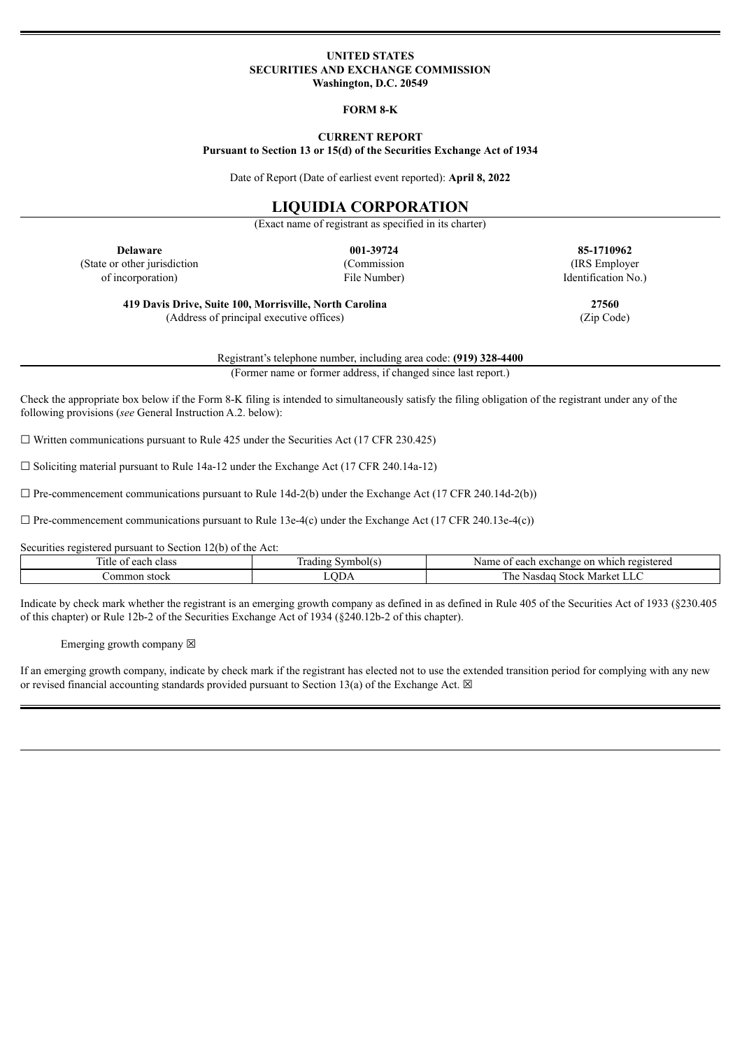**UNITED STATES**
**SECURITIES AND EXCHANGE COMMISSION**
**Washington, D.C. 20549**

**FORM 8-K**

**CURRENT REPORT**
**Pursuant to Section 13 or 15(d) of the Securities Exchange Act of 1934**

Date of Report (Date of earliest event reported): **April 8, 2022**

# LIQUIDIA CORPORATION

(Exact name of registrant as specified in its charter)

| **Delaware** | **001-39724** | **85-1710962** |
|---|---|---|
| (State or other jurisdiction of incorporation) | (Commission File Number) | (IRS Employer Identification No.) |

| **419 Davis Drive, Suite 100, Morrisville, North Carolina** | **27560** |
|---|---|
| (Address of principal executive offices) | (Zip Code) |

Registrant's telephone number, including area code: **(919) 328-4400**

(Former name or former address, if changed since last report.)

Check the appropriate box below if the Form 8-K filing is intended to simultaneously satisfy the filing obligation of the registrant under any of the following provisions (*see* General Instruction A.2. below):

☐ Written communications pursuant to Rule 425 under the Securities Act (17 CFR 230.425)

☐ Soliciting material pursuant to Rule 14a-12 under the Exchange Act (17 CFR 240.14a-12)

☐ Pre-commencement communications pursuant to Rule 14d-2(b) under the Exchange Act (17 CFR 240.14d-2(b))

☐ Pre-commencement communications pursuant to Rule 13e-4(c) under the Exchange Act (17 CFR 240.13e-4(c))

Securities registered pursuant to Section 12(b) of the Act:

| Title of each class | Trading Symbol(s) | Name of each exchange on which registered |
|---|---|---|
| Common stock | LQDA | The Nasdaq Stock Market LLC |

Indicate by check mark whether the registrant is an emerging growth company as defined in as defined in Rule 405 of the Securities Act of 1933 (§230.405 of this chapter) or Rule 12b-2 of the Securities Exchange Act of 1934 (§240.12b-2 of this chapter).

Emerging growth company ☒

If an emerging growth company, indicate by check mark if the registrant has elected not to use the extended transition period for complying with any new or revised financial accounting standards provided pursuant to Section 13(a) of the Exchange Act. ☒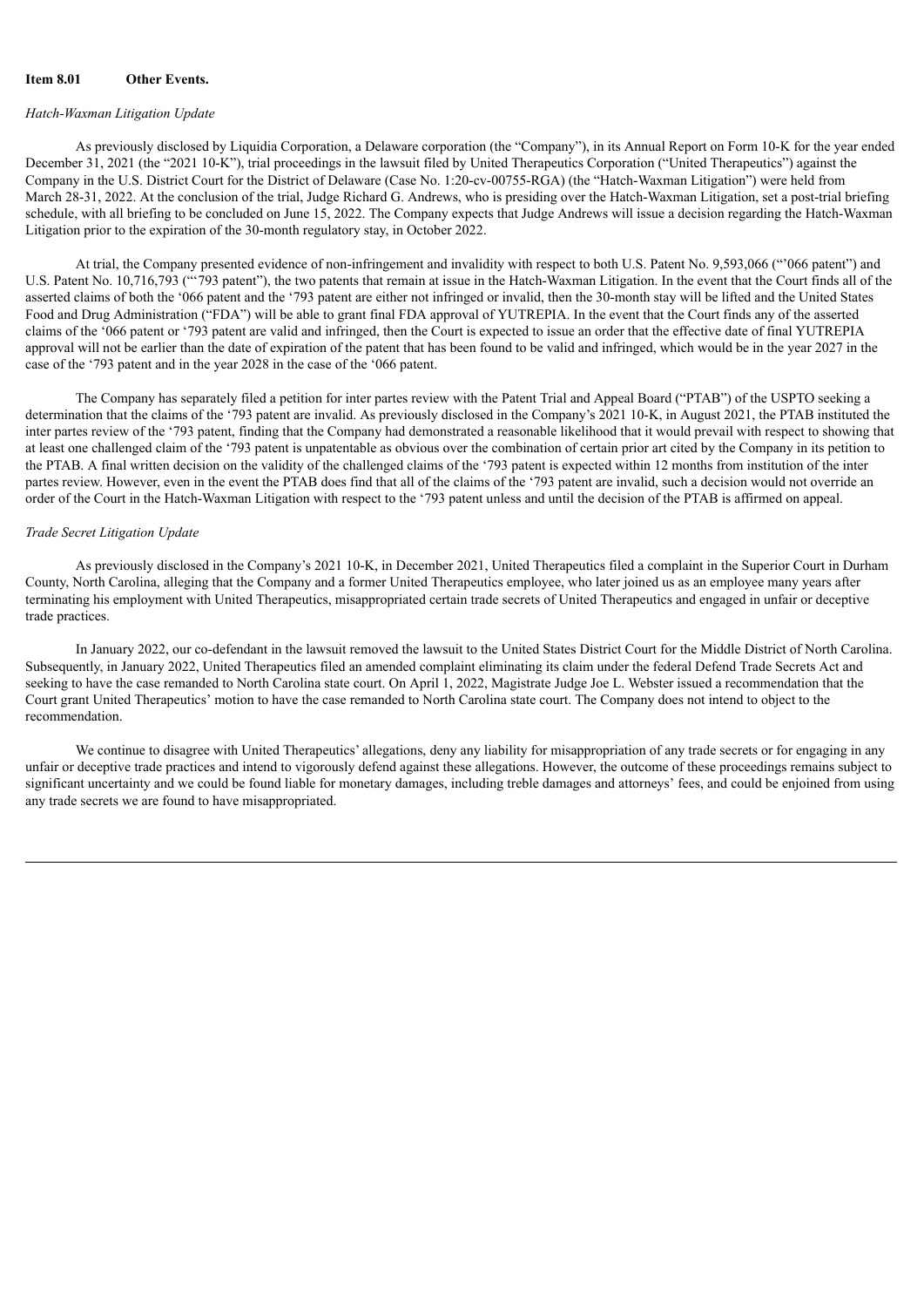**Item 8.01 Other Events.**

*Hatch-Waxman Litigation Update*

As previously disclosed by Liquidia Corporation, a Delaware corporation (the "Company"), in its Annual Report on Form 10-K for the year ended December 31, 2021 (the "2021 10-K"), trial proceedings in the lawsuit filed by United Therapeutics Corporation ("United Therapeutics") against the Company in the U.S. District Court for the District of Delaware (Case No. 1:20-cv-00755-RGA) (the "Hatch-Waxman Litigation") were held from March 28-31, 2022. At the conclusion of the trial, Judge Richard G. Andrews, who is presiding over the Hatch-Waxman Litigation, set a post-trial briefing schedule, with all briefing to be concluded on June 15, 2022. The Company expects that Judge Andrews will issue a decision regarding the Hatch-Waxman Litigation prior to the expiration of the 30-month regulatory stay, in October 2022.

At trial, the Company presented evidence of non-infringement and invalidity with respect to both U.S. Patent No. 9,593,066 ("'066 patent") and U.S. Patent No. 10,716,793 ("'793 patent"), the two patents that remain at issue in the Hatch-Waxman Litigation. In the event that the Court finds all of the asserted claims of both the '066 patent and the '793 patent are either not infringed or invalid, then the 30-month stay will be lifted and the United States Food and Drug Administration ("FDA") will be able to grant final FDA approval of YUTREPIA. In the event that the Court finds any of the asserted claims of the '066 patent or '793 patent are valid and infringed, then the Court is expected to issue an order that the effective date of final YUTREPIA approval will not be earlier than the date of expiration of the patent that has been found to be valid and infringed, which would be in the year 2027 in the case of the '793 patent and in the year 2028 in the case of the '066 patent.

The Company has separately filed a petition for inter partes review with the Patent Trial and Appeal Board ("PTAB") of the USPTO seeking a determination that the claims of the '793 patent are invalid. As previously disclosed in the Company's 2021 10-K, in August 2021, the PTAB instituted the inter partes review of the '793 patent, finding that the Company had demonstrated a reasonable likelihood that it would prevail with respect to showing that at least one challenged claim of the '793 patent is unpatentable as obvious over the combination of certain prior art cited by the Company in its petition to the PTAB. A final written decision on the validity of the challenged claims of the '793 patent is expected within 12 months from institution of the inter partes review. However, even in the event the PTAB does find that all of the claims of the '793 patent are invalid, such a decision would not override an order of the Court in the Hatch-Waxman Litigation with respect to the '793 patent unless and until the decision of the PTAB is affirmed on appeal.

*Trade Secret Litigation Update*

As previously disclosed in the Company's 2021 10-K, in December 2021, United Therapeutics filed a complaint in the Superior Court in Durham County, North Carolina, alleging that the Company and a former United Therapeutics employee, who later joined us as an employee many years after terminating his employment with United Therapeutics, misappropriated certain trade secrets of United Therapeutics and engaged in unfair or deceptive trade practices.

In January 2022, our co-defendant in the lawsuit removed the lawsuit to the United States District Court for the Middle District of North Carolina. Subsequently, in January 2022, United Therapeutics filed an amended complaint eliminating its claim under the federal Defend Trade Secrets Act and seeking to have the case remanded to North Carolina state court. On April 1, 2022, Magistrate Judge Joe L. Webster issued a recommendation that the Court grant United Therapeutics' motion to have the case remanded to North Carolina state court. The Company does not intend to object to the recommendation.

We continue to disagree with United Therapeutics' allegations, deny any liability for misappropriation of any trade secrets or for engaging in any unfair or deceptive trade practices and intend to vigorously defend against these allegations. However, the outcome of these proceedings remains subject to significant uncertainty and we could be found liable for monetary damages, including treble damages and attorneys' fees, and could be enjoined from using any trade secrets we are found to have misappropriated.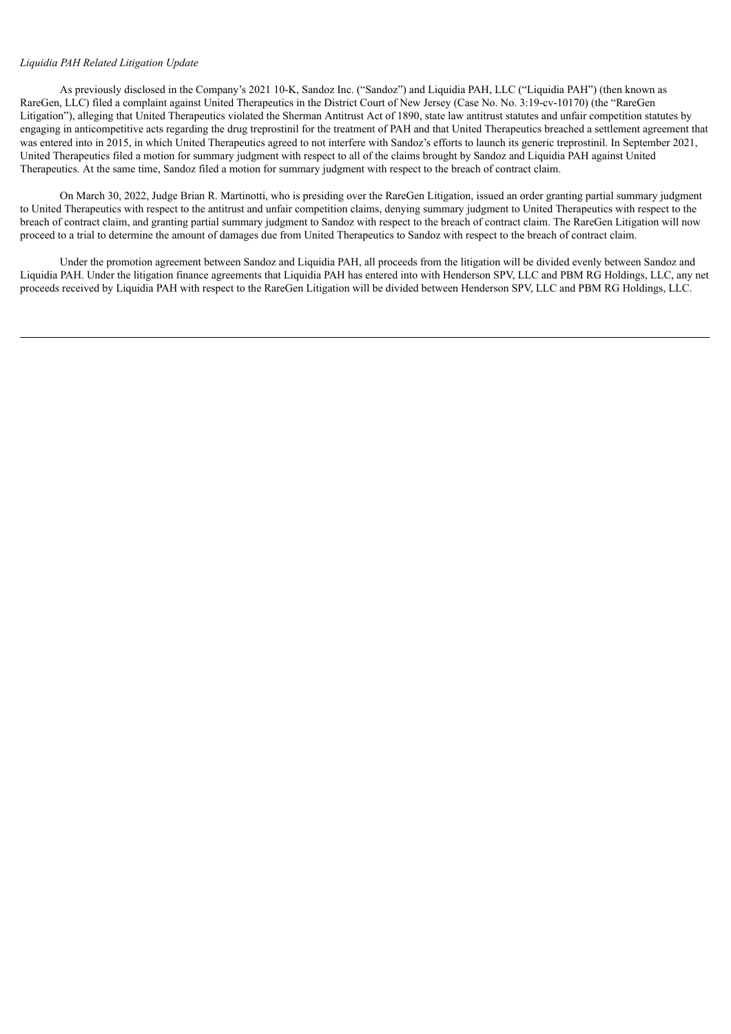*Liquidia PAH Related Litigation Update*

As previously disclosed in the Company's 2021 10-K, Sandoz Inc. ("Sandoz") and Liquidia PAH, LLC ("Liquidia PAH") (then known as RareGen, LLC) filed a complaint against United Therapeutics in the District Court of New Jersey (Case No. No. 3:19-cv-10170) (the "RareGen Litigation"), alleging that United Therapeutics violated the Sherman Antitrust Act of 1890, state law antitrust statutes and unfair competition statutes by engaging in anticompetitive acts regarding the drug treprostinil for the treatment of PAH and that United Therapeutics breached a settlement agreement that was entered into in 2015, in which United Therapeutics agreed to not interfere with Sandoz's efforts to launch its generic treprostinil. In September 2021, United Therapeutics filed a motion for summary judgment with respect to all of the claims brought by Sandoz and Liquidia PAH against United Therapeutics. At the same time, Sandoz filed a motion for summary judgment with respect to the breach of contract claim.

On March 30, 2022, Judge Brian R. Martinotti, who is presiding over the RareGen Litigation, issued an order granting partial summary judgment to United Therapeutics with respect to the antitrust and unfair competition claims, denying summary judgment to United Therapeutics with respect to the breach of contract claim, and granting partial summary judgment to Sandoz with respect to the breach of contract claim. The RareGen Litigation will now proceed to a trial to determine the amount of damages due from United Therapeutics to Sandoz with respect to the breach of contract claim.

Under the promotion agreement between Sandoz and Liquidia PAH, all proceeds from the litigation will be divided evenly between Sandoz and Liquidia PAH. Under the litigation finance agreements that Liquidia PAH has entered into with Henderson SPV, LLC and PBM RG Holdings, LLC, any net proceeds received by Liquidia PAH with respect to the RareGen Litigation will be divided between Henderson SPV, LLC and PBM RG Holdings, LLC.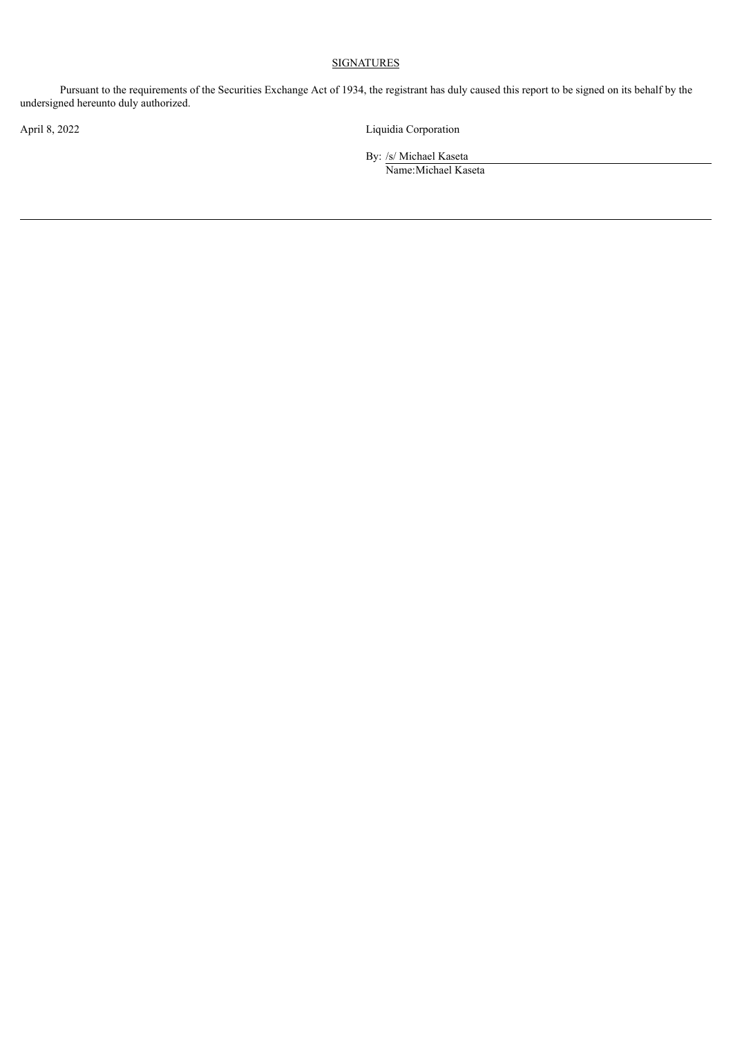SIGNATURES

Pursuant to the requirements of the Securities Exchange Act of 1934, the registrant has duly caused this report to be signed on its behalf by the undersigned hereunto duly authorized.

April 8, 2022

Liquidia Corporation

By: /s/ Michael Kaseta

Name: Michael Kaseta